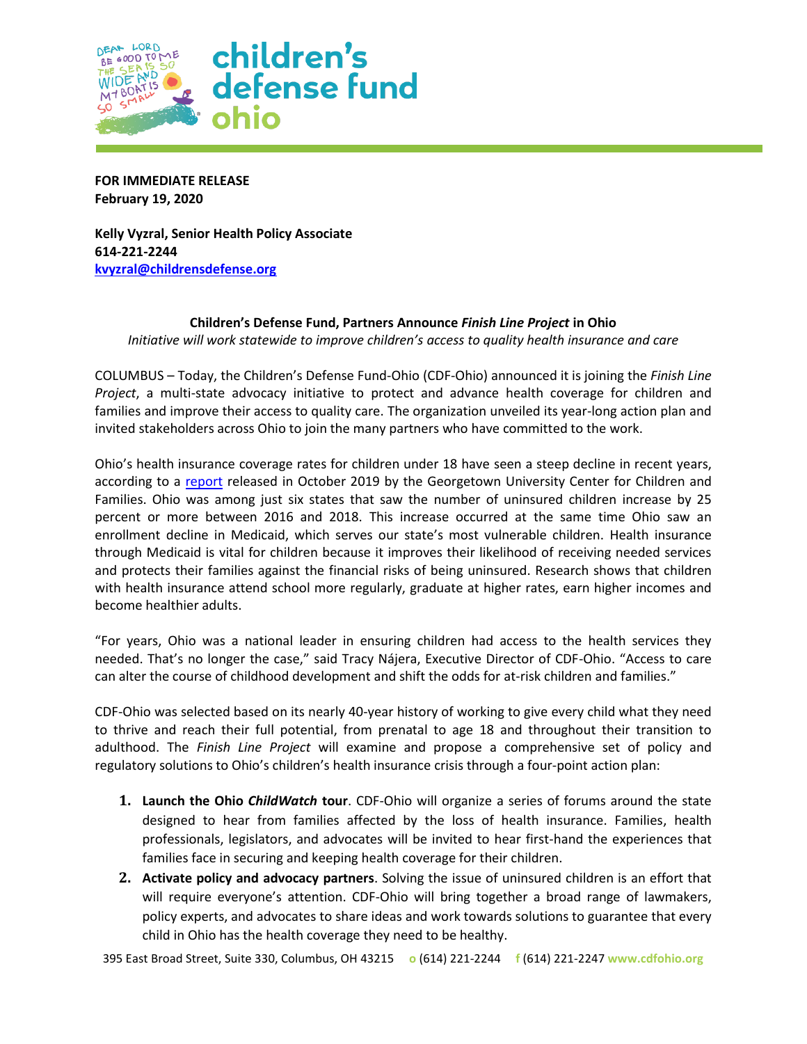**FOR IMMEDIATE RELEASE**
**February 19, 2020**

**Kelly Vyzral, Senior Health Policy Associate**
**614-221-2244**
**kvyzral@childrensdefense.org**

**Children's Defense Fund, Partners Announce *Finish Line Project* in Ohio**

*Initiative will work statewide to improve children's access to quality health insurance and care*

COLUMBUS – Today, the Children's Defense Fund-Ohio (CDF-Ohio) announced it is joining the *Finish Line Project*, a multi-state advocacy initiative to protect and advance health coverage for children and families and improve their access to quality care. The organization unveiled its year-long action plan and invited stakeholders across Ohio to join the many partners who have committed to the work.

Ohio's health insurance coverage rates for children under 18 have seen a steep decline in recent years, according to a report released in October 2019 by the Georgetown University Center for Children and Families. Ohio was among just six states that saw the number of uninsured children increase by 25 percent or more between 2016 and 2018. This increase occurred at the same time Ohio saw an enrollment decline in Medicaid, which serves our state's most vulnerable children. Health insurance through Medicaid is vital for children because it improves their likelihood of receiving needed services and protects their families against the financial risks of being uninsured. Research shows that children with health insurance attend school more regularly, graduate at higher rates, earn higher incomes and become healthier adults.

"For years, Ohio was a national leader in ensuring children had access to the health services they needed. That's no longer the case," said Tracy Nájera, Executive Director of CDF-Ohio. "Access to care can alter the course of childhood development and shift the odds for at-risk children and families."

CDF-Ohio was selected based on its nearly 40-year history of working to give every child what they need to thrive and reach their full potential, from prenatal to age 18 and throughout their transition to adulthood. The *Finish Line Project* will examine and propose a comprehensive set of policy and regulatory solutions to Ohio's children's health insurance crisis through a four-point action plan:

1. **Launch the Ohio *ChildWatch* tour**. CDF-Ohio will organize a series of forums around the state designed to hear from families affected by the loss of health insurance. Families, health professionals, legislators, and advocates will be invited to hear first-hand the experiences that families face in securing and keeping health coverage for their children.
2. **Activate policy and advocacy partners**. Solving the issue of uninsured children is an effort that will require everyone's attention. CDF-Ohio will bring together a broad range of lawmakers, policy experts, and advocates to share ideas and work towards solutions to guarantee that every child in Ohio has the health coverage they need to be healthy.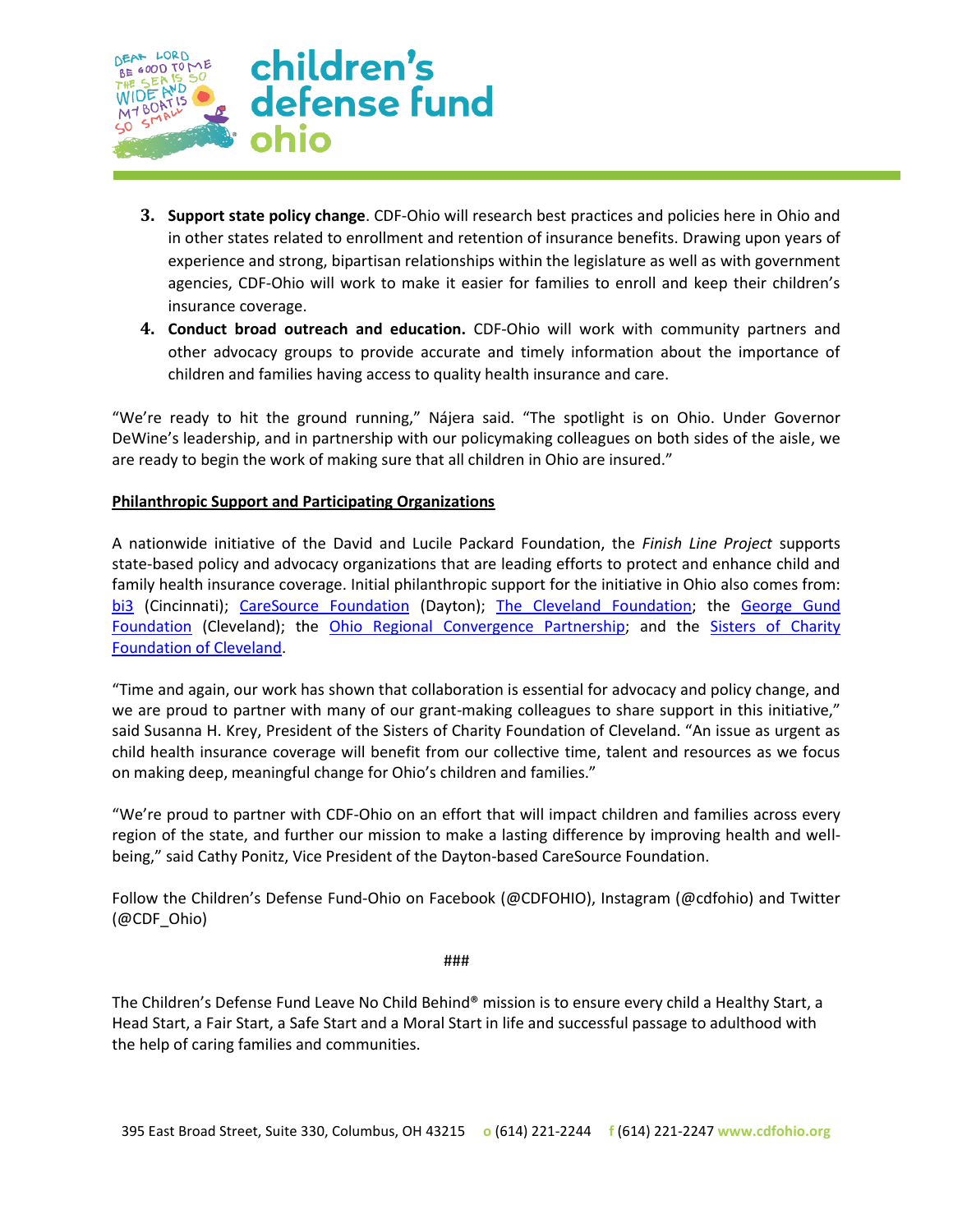3. **Support state policy change**. CDF-Ohio will research best practices and policies here in Ohio and in other states related to enrollment and retention of insurance benefits. Drawing upon years of experience and strong, bipartisan relationships within the legislature as well as with government agencies, CDF-Ohio will work to make it easier for families to enroll and keep their children's insurance coverage.
4. **Conduct broad outreach and education.** CDF-Ohio will work with community partners and other advocacy groups to provide accurate and timely information about the importance of children and families having access to quality health insurance and care.

"We're ready to hit the ground running," Nájera said. "The spotlight is on Ohio. Under Governor DeWine's leadership, and in partnership with our policymaking colleagues on both sides of the aisle, we are ready to begin the work of making sure that all children in Ohio are insured."

**Philanthropic Support and Participating Organizations**

A nationwide initiative of the David and Lucile Packard Foundation, the *Finish Line Project* supports state-based policy and advocacy organizations that are leading efforts to protect and enhance child and family health insurance coverage. Initial philanthropic support for the initiative in Ohio also comes from: bi3 (Cincinnati); CareSource Foundation (Dayton); The Cleveland Foundation; the George Gund Foundation (Cleveland); the Ohio Regional Convergence Partnership; and the Sisters of Charity Foundation of Cleveland.

"Time and again, our work has shown that collaboration is essential for advocacy and policy change, and we are proud to partner with many of our grant-making colleagues to share support in this initiative," said Susanna H. Krey, President of the Sisters of Charity Foundation of Cleveland. "An issue as urgent as child health insurance coverage will benefit from our collective time, talent and resources as we focus on making deep, meaningful change for Ohio's children and families."

"We're proud to partner with CDF-Ohio on an effort that will impact children and families across every region of the state, and further our mission to make a lasting difference by improving health and well-being," said Cathy Ponitz, Vice President of the Dayton-based CareSource Foundation.

Follow the Children's Defense Fund-Ohio on Facebook (@CDFOHIO), Instagram (@cdfohio) and Twitter (@CDF_Ohio)

###

The Children's Defense Fund Leave No Child Behind® mission is to ensure every child a Healthy Start, a Head Start, a Fair Start, a Safe Start and a Moral Start in life and successful passage to adulthood with the help of caring families and communities.